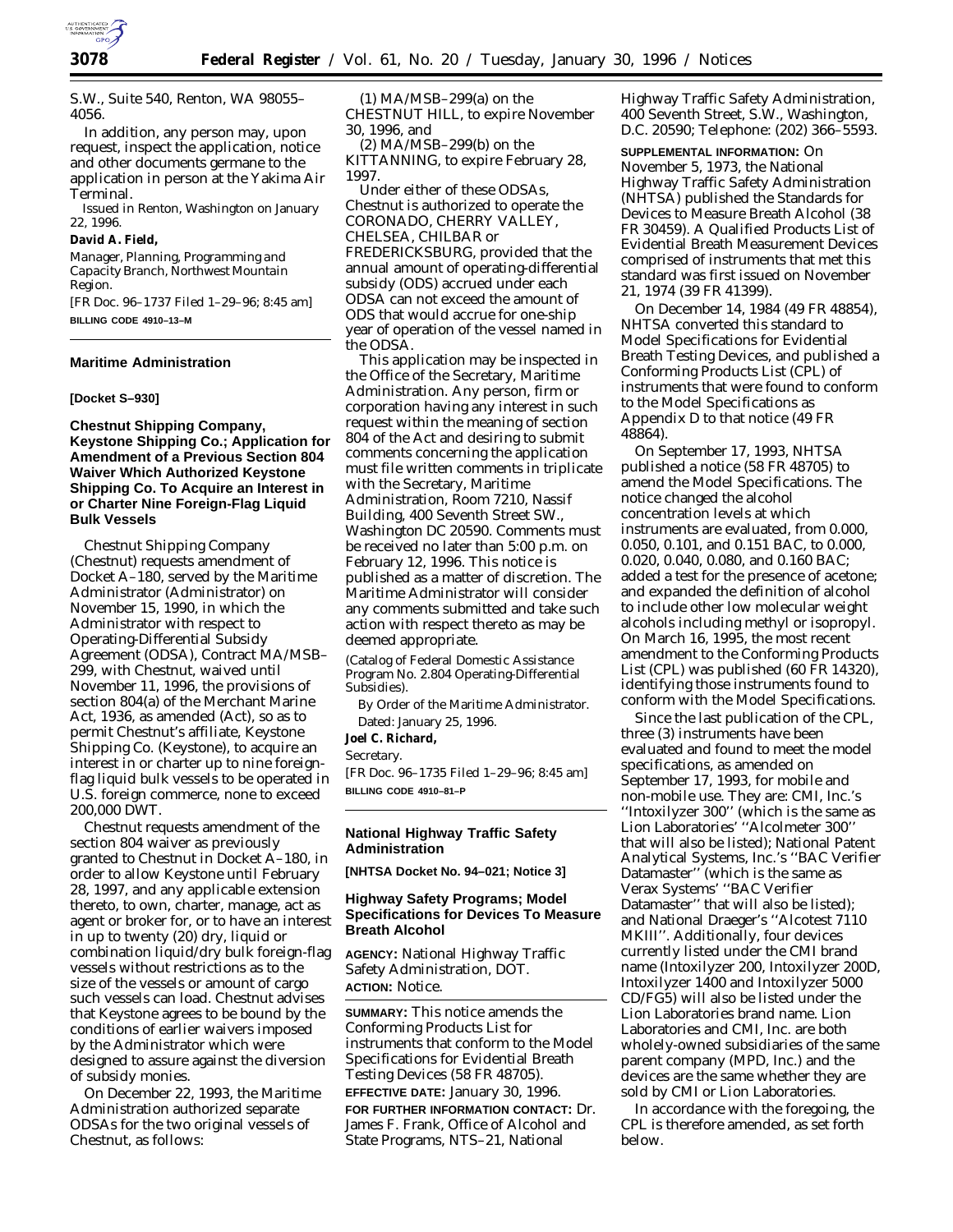S.W., Suite 540, Renton, WA 98055–4056.

In addition, any person may, upon request, inspect the application, notice and other documents germane to the application in person at the Yakima Air Terminal.

Issued in Renton, Washington on January 22, 1996.

**David A. Field,**

*Manager, Planning, Programming and Capacity Branch, Northwest Mountain Region.*

[FR Doc. 96–1737 Filed 1–29–96; 8:45 am]

**BILLING CODE 4910–13–M**

## Maritime Administration

**[Docket S–930]**

## Chestnut Shipping Company, Keystone Shipping Co.; Application for Amendment of a Previous Section 804 Waiver Which Authorized Keystone Shipping Co. To Acquire an Interest in or Charter Nine Foreign-Flag Liquid Bulk Vessels

Chestnut Shipping Company (Chestnut) requests amendment of Docket A–180, served by the Maritime Administrator (Administrator) on November 15, 1990, in which the Administrator with respect to Operating-Differential Subsidy Agreement (ODSA), Contract MA/MSB–299, with Chestnut, waived until November 11, 1996, the provisions of section 804(a) of the Merchant Marine Act, 1936, as amended (Act), so as to permit Chestnut's affiliate, Keystone Shipping Co. (Keystone), to acquire an interest in or charter up to nine foreign-flag liquid bulk vessels to be operated in U.S. foreign commerce, none to exceed 200,000 DWT.

Chestnut requests amendment of the section 804 waiver as previously granted to Chestnut in Docket A–180, in order to allow Keystone until February 28, 1997, and any applicable extension thereto, to own, charter, manage, act as agent or broker for, or to have an interest in up to twenty (20) dry, liquid or combination liquid/dry bulk foreign-flag vessels without restrictions as to the size of the vessels or amount of cargo such vessels can load. Chestnut advises that Keystone agrees to be bound by the conditions of earlier waivers imposed by the Administrator which were designed to assure against the diversion of subsidy monies.

On December 22, 1993, the Maritime Administration authorized separate ODSAs for the two original vessels of Chestnut, as follows:

(1) MA/MSB–299(a) on the CHESTNUT HILL, to expire November 30, 1996, and

(2) MA/MSB–299(b) on the KITTANNING, to expire February 28, 1997.

Under either of these ODSAs, Chestnut is authorized to operate the CORONADO, CHERRY VALLEY, CHELSEA, CHILBAR or FREDERICKSBURG, provided that the annual amount of operating-differential subsidy (ODS) accrued under each ODSA can not exceed the amount of ODS that would accrue for one-ship year of operation of the vessel named in the ODSA.

This application may be inspected in the Office of the Secretary, Maritime Administration. Any person, firm or corporation having any interest in such request within the meaning of section 804 of the Act and desiring to submit comments concerning the application must file written comments in triplicate with the Secretary, Maritime Administration, Room 7210, Nassif Building, 400 Seventh Street SW., Washington DC 20590. Comments must be received no later than 5:00 p.m. on February 12, 1996. This notice is published as a matter of discretion. The Maritime Administrator will consider any comments submitted and take such action with respect thereto as may be deemed appropriate.

(Catalog of Federal Domestic Assistance Program No. 2.804 Operating-Differential Subsidies).

By Order of the Maritime Administrator.

Dated: January 25, 1996.

**Joel C. Richard,**

*Secretary.*

[FR Doc. 96–1735 Filed 1–29–96; 8:45 am]

**BILLING CODE 4910–81–P**

## National Highway Traffic Safety Administration

**[NHTSA Docket No. 94–021; Notice 3]**

## Highway Safety Programs; Model Specifications for Devices To Measure Breath Alcohol

**AGENCY:** National Highway Traffic Safety Administration, DOT.

**ACTION:** Notice.

**SUMMARY:** This notice amends the Conforming Products List for instruments that conform to the Model Specifications for Evidential Breath Testing Devices (58 FR 48705).

**EFFECTIVE DATE:** January 30, 1996.

**FOR FURTHER INFORMATION CONTACT:** Dr. James F. Frank, Office of Alcohol and State Programs, NTS–21, National Highway Traffic Safety Administration, 400 Seventh Street, S.W., Washington, D.C. 20590; Telephone: (202) 366–5593.

**SUPPLEMENTAL INFORMATION:** On November 5, 1973, the National Highway Traffic Safety Administration (NHTSA) published the Standards for Devices to Measure Breath Alcohol (38 FR 30459). A Qualified Products List of Evidential Breath Measurement Devices comprised of instruments that met this standard was first issued on November 21, 1974 (39 FR 41399).

On December 14, 1984 (49 FR 48854), NHTSA converted this standard to Model Specifications for Evidential Breath Testing Devices, and published a Conforming Products List (CPL) of instruments that were found to conform to the Model Specifications as Appendix D to that notice (49 FR 48864).

On September 17, 1993, NHTSA published a notice (58 FR 48705) to amend the Model Specifications. The notice changed the alcohol concentration levels at which instruments are evaluated, from 0.000, 0.050, 0.101, and 0.151 BAC, to 0.000, 0.020, 0.040, 0.080, and 0.160 BAC; added a test for the presence of acetone; and expanded the definition of alcohol to include other low molecular weight alcohols including methyl or isopropyl. On March 16, 1995, the most recent amendment to the Conforming Products List (CPL) was published (60 FR 14320), identifying those instruments found to conform with the Model Specifications.

Since the last publication of the CPL, three (3) instruments have been evaluated and found to meet the model specifications, as amended on September 17, 1993, for mobile and non-mobile use. They are: CMI, Inc.'s ''Intoxilyzer 300'' (which is the same as Lion Laboratories' ''Alcolmeter 300'' that will also be listed); National Patent Analytical Systems, Inc.'s ''BAC Verifier Datamaster'' (which is the same as Verax Systems' ''BAC Verifier Datamaster'' that will also be listed); and National Draeger's ''Alcotest 7110 MKIII''. Additionally, four devices currently listed under the CMI brand name (Intoxilyzer 200, Intoxilyzer 200D, Intoxilyzer 1400 and Intoxilyzer 5000 CD/FG5) will also be listed under the Lion Laboratories brand name. Lion Laboratories and CMI, Inc. are both wholely-owned subsidiaries of the same parent company (MPD, Inc.) and the devices are the same whether they are sold by CMI or Lion Laboratories.

In accordance with the foregoing, the CPL is therefore amended, as set forth below.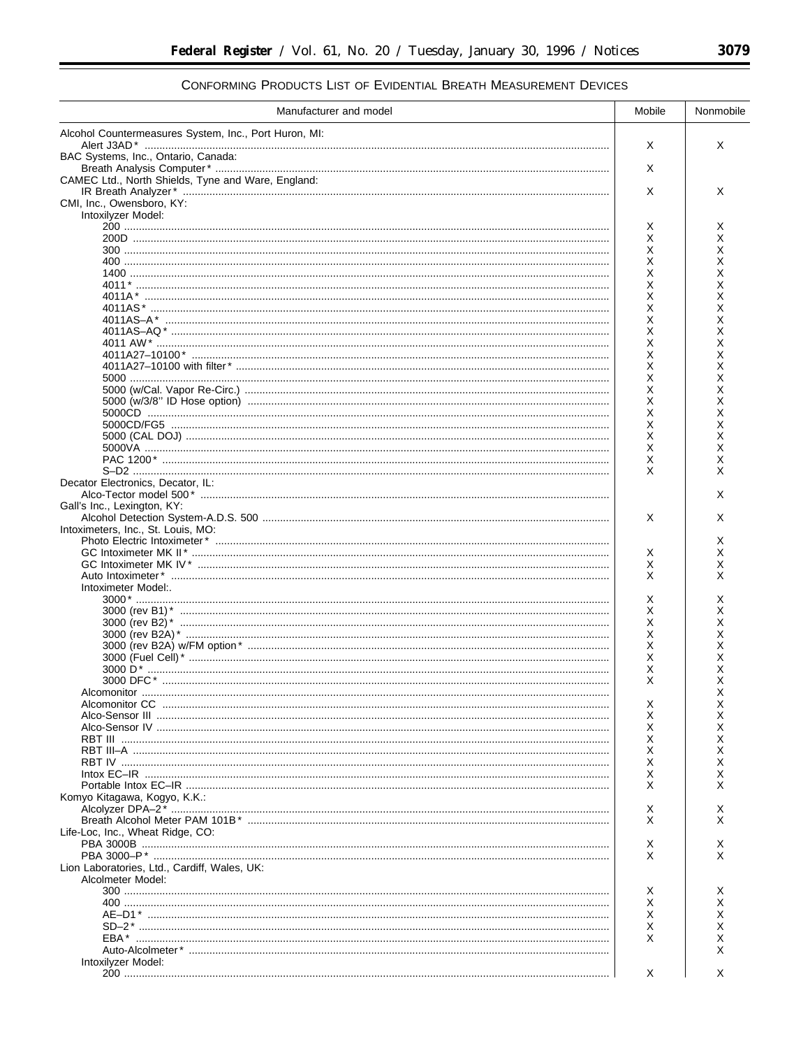## CONFORMING PRODUCTS LIST OF EVIDENTIAL BREATH MEASUREMENT DEVICES

| Manufacturer and model | Mobile | Nonmobile |
| --- | --- | --- |
| Alcohol Countermeasures System, Inc., Port Huron, MI: | | |
| Alert J3AD* | X | X |
| BAC Systems, Inc., Ontario, Canada: | | |
| Breath Analysis Computer* | X | |
| CAMEC Ltd., North Shields, Tyne and Ware, England: | | |
| IR Breath Analyzer* | X | X |
| CMI, Inc., Owensboro, KY: | | |
| Intoxilyzer Model: | | |
| 200 | X | X |
| 200D | X | X |
| 300 | X | X |
| 400 | X | X |
| 1400 | X | X |
| 4011* | X | X |
| 4011A* | X | X |
| 4011AS* | X | X |
| 4011AS–A* | X | X |
| 4011AS–AQ* | X | X |
| 4011 AW* | X | X |
| 4011A27–10100* | X | X |
| 4011A27–10100 with filter* | X | X |
| 5000 | X | X |
| 5000 (w/Cal. Vapor Re-Circ.) | X | X |
| 5000 (w/3/8'' ID Hose option) | X | X |
| 5000CD | X | X |
| 5000CD/FG5 | X | X |
| 5000 (CAL DOJ) | X | X |
| 5000VA | X | X |
| PAC 1200* | X | X |
| S–D2 | X | X |
| Decator Electronics, Decator, IL: | | |
| Alco-Tector model 500* | | X |
| Gall's Inc., Lexington, KY: | | |
| Alcohol Detection System-A.D.S. 500 | X | X |
| Intoximeters, Inc., St. Louis, MO: | | |
| Photo Electric Intoximeter* | | X |
| GC Intoximeter MK II* | X | X |
| GC Intoximeter MK IV* | X | X |
| Auto Intoximeter* | X | X |
| Intoximeter Model:. | | |
| 3000* | X | X |
| 3000 (rev B1)* | X | X |
| 3000 (rev B2)* | X | X |
| 3000 (rev B2A)* | X | X |
| 3000 (rev B2A) w/FM option* | X | X |
| 3000 (Fuel Cell)* | X | X |
| 3000 D* | X | X |
| 3000 DFC* | X | X |
| Alcomonitor | | X |
| Alcomonitor CC | X | X |
| Alco-Sensor III | X | X |
| Alco-Sensor IV | X | X |
| RBT III | X | X |
| RBT III–A | X | X |
| RBT IV | X | X |
| Intox EC–IR | X | X |
| Portable Intox EC–IR | X | X |
| Komyo Kitagawa, Kogyo, K.K.: | | |
| Alcolyzer DPA–2* | X | X |
| Breath Alcohol Meter PAM 101B* | X | X |
| Life-Loc, Inc., Wheat Ridge, CO: | | |
| PBA 3000B | X | X |
| PBA 3000–P* | X | X |
| Lion Laboratories, Ltd., Cardiff, Wales, UK: | | |
| Alcolmeter Model: | | |
| 300 | X | X |
| 400 | X | X |
| AE–D1* | X | X |
| SD–2* | X | X |
| EBA* | X | X |
| Auto-Alcolmeter* | | X |
| Intoxilyzer Model: | | |
| 200 | X | X |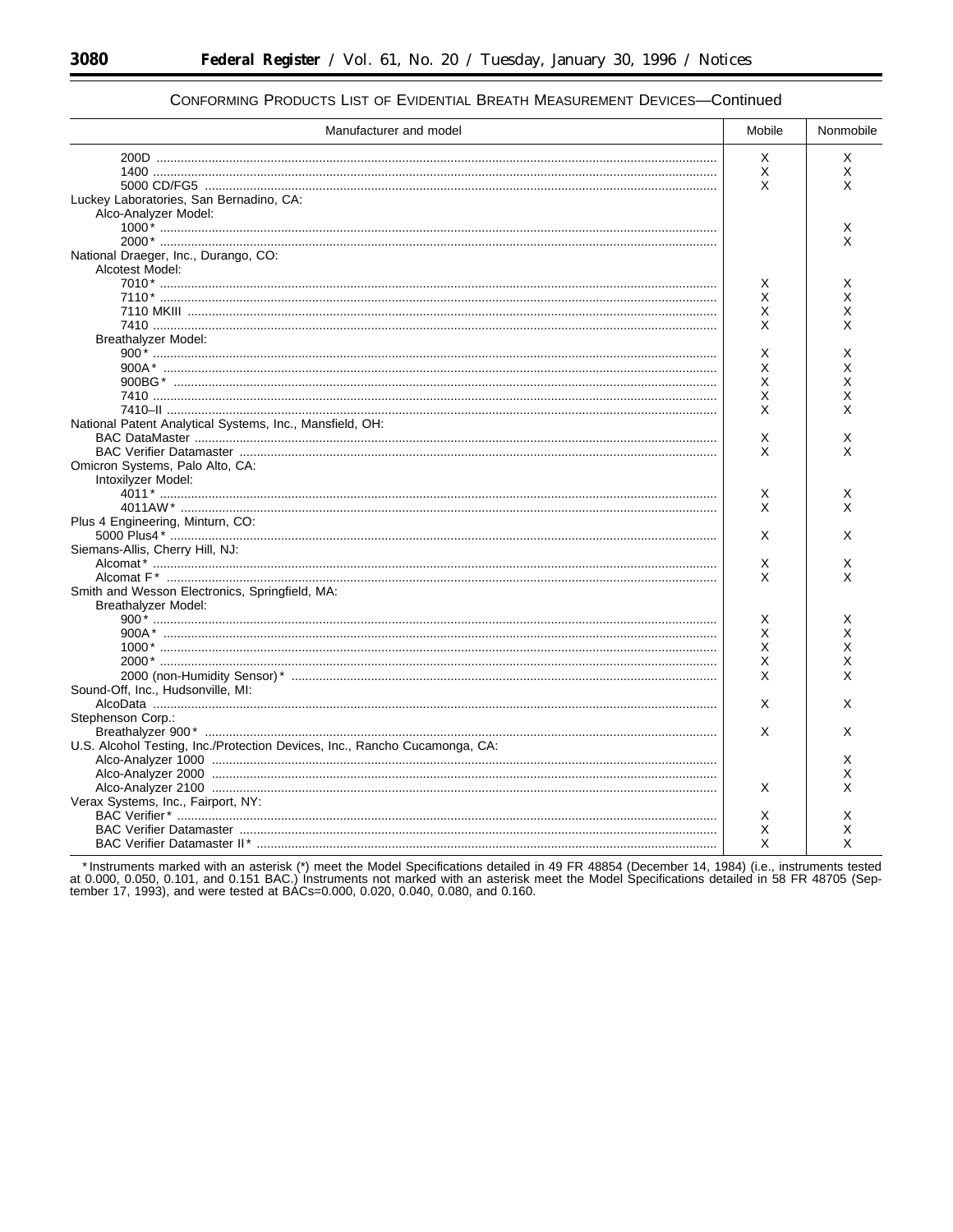CONFORMING PRODUCTS LIST OF EVIDENTIAL BREATH MEASUREMENT DEVICES—Continued

| Manufacturer and model | Mobile | Nonmobile |
|---|---|---|
| 200D | X | X |
| 1400 | X | X |
| 5000 CD/FG5 | X | X |
| Luckey Laboratories, San Bernadino, CA: | | |
| Alco-Analyzer Model: | | |
| 1000* | | X |
| 2000* | | X |
| National Draeger, Inc., Durango, CO: | | |
| Alcotest Model: | | |
| 7010* | X | X |
| 7110* | X | X |
| 7110 MKIII | X | X |
| 7410 | X | X |
| Breathalyzer Model: | | |
| 900* | X | X |
| 900A* | X | X |
| 900BG* | X | X |
| 7410 | X | X |
| 7410–II | X | X |
| National Patent Analytical Systems, Inc., Mansfield, OH: | | |
| BAC DataMaster | X | X |
| BAC Verifier Datamaster | X | X |
| Omicron Systems, Palo Alto, CA: | | |
| Intoxilyzer Model: | | |
| 4011* | X | X |
| 4011AW* | X | X |
| Plus 4 Engineering, Minturn, CO: | | |
| 5000 Plus4* | X | X |
| Siemans-Allis, Cherry Hill, NJ: | | |
| Alcomat* | X | X |
| Alcomat F* | X | X |
| Smith and Wesson Electronics, Springfield, MA: | | |
| Breathalyzer Model: | | |
| 900* | X | X |
| 900A* | X | X |
| 1000* | X | X |
| 2000* | X | X |
| 2000 (non-Humidity Sensor)* | X | X |
| Sound-Off, Inc., Hudsonville, MI: | | |
| AlcoData | X | X |
| Stephenson Corp.: | | |
| Breathalyzer 900* | X | X |
| U.S. Alcohol Testing, Inc./Protection Devices, Inc., Rancho Cucamonga, CA: | | |
| Alco-Analyzer 1000 | | X |
| Alco-Analyzer 2000 | | X |
| Alco-Analyzer 2100 | X | X |
| Verax Systems, Inc., Fairport, NY: | | |
| BAC Verifier* | X | X |
| BAC Verifier Datamaster | X | X |
| BAC Verifier Datamaster II* | X | X |

*Instruments marked with an asterisk (*) meet the Model Specifications detailed in 49 FR 48854 (December 14, 1984) (i.e., instruments tested at 0.000, 0.050, 0.101, and 0.151 BAC.) Instruments not marked with an asterisk meet the Model Specifications detailed in 58 FR 48705 (September 17, 1993), and were tested at BACs=0.000, 0.020, 0.040, 0.080, and 0.160.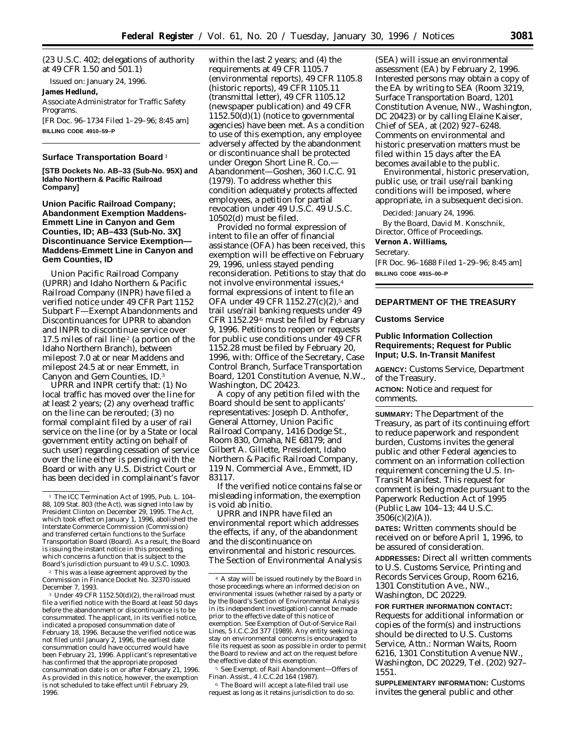(23 U.S.C. 402; delegations of authority at 49 CFR 1.50 and 501.1)

Issued on: January 24, 1996.

**James Hedlund,**

*Associate Administrator for Traffic Safety Programs.*

[FR Doc. 96–1734 Filed 1–29–96; 8:45 am]

**BILLING CODE 4910–59–P**

## Surface Transportation Board [1]

**[STB Dockets No. AB–33 (Sub-No. 95X) and Idaho Northern & Pacific Railroad Company]**

### Union Pacific Railroad Company; Abandonment Exemption Maddens-Emmett Line in Canyon and Gem Counties, ID; AB–433 (Sub-No. 3X] Discontinuance Service Exemption—Maddens-Emmett Line in Canyon and Gem Counties, ID

Union Pacific Railroad Company (UPRR) and Idaho Northern & Pacific Railroad Company (INPR) have filed a verified notice under 49 CFR Part 1152 Subpart F—*Exempt Abandonments and Discontinuances* for UPRR to abandon and INPR to discontinue service over 17.5 miles of rail line [2] (a portion of the Idaho Northern Branch), between milepost 7.0 at or near Maddens and milepost 24.5 at or near Emmett, in Canyon and Gem Counties, ID.[3]

UPRR and INPR certify that: (1) No local traffic has moved over the line for at least 2 years; (2) any overhead traffic on the line can be rerouted; (3) no formal complaint filed by a user of rail service on the line (or by a State or local government entity acting on behalf of such user) regarding cessation of service over the line either is pending with the Board or with any U.S. District Court or has been decided in complainant's favor within the last 2 years; and (4) the requirements at 49 CFR 1105.7 (environmental reports), 49 CFR 1105.8 (historic reports), 49 CFR 1105.11 (transmittal letter), 49 CFR 1105.12 (newspaper publication) and 49 CFR 1152.50(d)(1) (notice to governmental agencies) have been met. As a condition to use of this exemption, any employee adversely affected by the abandonment or discontinuance shall be protected under *Oregon Short Line R. Co.— Abandonment—Goshen,* 360 I.C.C. 91 (1979). To address whether this condition adequately protects affected employees, a petition for partial revocation under 49 U.S.C. 49 U.S.C. 10502(d) must be filed.

Provided no formal expression of intent to file an offer of financial assistance (OFA) has been received, this exemption will be effective on February 29, 1996, unless stayed pending reconsideration. Petitions to stay that do not involve environmental issues,[4] formal expressions of intent to file an OFA under 49 CFR 1152.27(c)(2),[5] and trail use/rail banking requests under 49 CFR 1152.29 [6] must be filed by February 9, 1996. Petitions to reopen or requests for public use conditions under 49 CFR 1152.28 must be filed by February 20, 1996, with: Office of the Secretary, Case Control Branch, Surface Transportation Board, 1201 Constitution Avenue, N.W., Washington, DC 20423.

A copy of any petition filed with the Board should be sent to applicants' representatives: Joseph D. Anthofer, General Attorney, Union Pacific Railroad Company, 1416 Dodge St., Room 830, Omaha, NE 68179; and Gilbert A. Gillette, President, Idaho Northern & Pacific Railroad Company, 119 N. Commercial Ave., Emmett, ID 83117.

If the verified notice contains false or misleading information, the exemption is void ab initio.

UPRR and INPR have filed an environmental report which addresses the effects, if any, of the abandonment and the discontinuance on environmental and historic resources. The Section of Environmental Analysis (SEA) will issue an environmental assessment (EA) by February 2, 1996. Interested persons may obtain a copy of the EA by writing to SEA (Room 3219, Surface Transportation Board, 1201 Constitution Avenue, NW., Washington, DC 20423) or by calling Elaine Kaiser, Chief of SEA, at (202) 927–6248. Comments on environmental and historic preservation matters must be filed within 15 days after the EA becomes available to the public.

Environmental, historic preservation, public use, or trail use/rail banking conditions will be imposed, where appropriate, in a subsequent decision.

Decided: January 24, 1996.

By the Board, David M. Konschnik, Director, Office of Proceedings.

**Vernon A. Williams,**

*Secretary.*

[FR Doc. 96–1688 Filed 1–29–96; 8:45 am]

**BILLING CODE 4915–00–P**

[1] The ICC Termination Act of 1995, Pub. L. 104–88, 109 Stat. 803 (the Act), was signed into law by President Clinton on December 29, 1995. The Act, which took effect on January 1, 1996, abolished the Interstate Commerce Commission (Commission) and transferred certain functions to the Surface Transportation Board (Board). As a result, the Board is issuing the instant notice in this proceeding, which concerns a function that is subject to the Board's jurisdiction pursuant to 49 U.S.C. 10903.

[2] This was a lease agreement approved by the Commission in Finance Docket No. 32370 issued December 7, 1993.

[3] Under 49 CFR 1152.50(d)(2), the railroad must file a verified notice with the Board at least 50 days before the abandonment or discontinuance is to be consummated. The applicant, in its verified notice, indicated a proposed consummation date of February 18, 1996. Because the verified notice was not filed until January 2, 1996, the earliest date consummation could have occurred would have been February 21, 1996. Applicant's representative has confirmed that the appropriate proposed consummation date is on or after February 21, 1996. As provided in this notice, however, the exemption is not scheduled to take effect until February 29, 1996.

[4] A stay will be issued routinely by the Board in those proceedings where an informed decision on environmental issues (whether raised by a party or by the Board's Section of Environmental Analysis in its independent investigation) cannot be made prior to the effective date of this notice of exemption. See *Exemption of Out-of-Service Rail Lines,* 5 I.C.C.2d 377 (1989). Any entity seeking a stay on environmental concerns is encouraged to file its request as soon as possible in order to permit the Board to review and act on the request before the effective date of this exemption.

[5] See *Exempt. of Rail Abandonment—Offers of Finan. Assist.,* 4 I.C.C.2d 164 (1987).

[6] The Board will accept a late-filed trail use request as long as it retains jurisdiction to do so.

## DEPARTMENT OF THE TREASURY

### Customs Service

### Public Information Collection Requirements; Request for Public Input; U.S. In-Transit Manifest

**AGENCY:** Customs Service, Department of the Treasury.

**ACTION:** Notice and request for comments.

**SUMMARY:** The Department of the Treasury, as part of its continuing effort to reduce paperwork and respondent burden, Customs invites the general public and other Federal agencies to comment on an information collection requirement concerning the U.S. In-Transit Manifest. This request for comment is being made pursuant to the Paperwork Reduction Act of 1995 (Public Law 104–13; 44 U.S.C. 3506(c)(2)(A)).

**DATES:** Written comments should be received on or before April 1, 1996, to be assured of consideration.

**ADDRESSES:** Direct all written comments to U.S. Customs Service, Printing and Records Services Group, Room 6216, 1301 Constitution Ave., NW., Washington, DC 20229.

**FOR FURTHER INFORMATION CONTACT:** Requests for additional information or copies of the form(s) and instructions should be directed to U.S. Customs Service, Attn.: Norman Waits, Room 6216, 1301 Constitution Avenue NW., Washington, DC 20229, Tel. (202) 927–1551.

**SUPPLEMENTARY INFORMATION:** Customs invites the general public and other